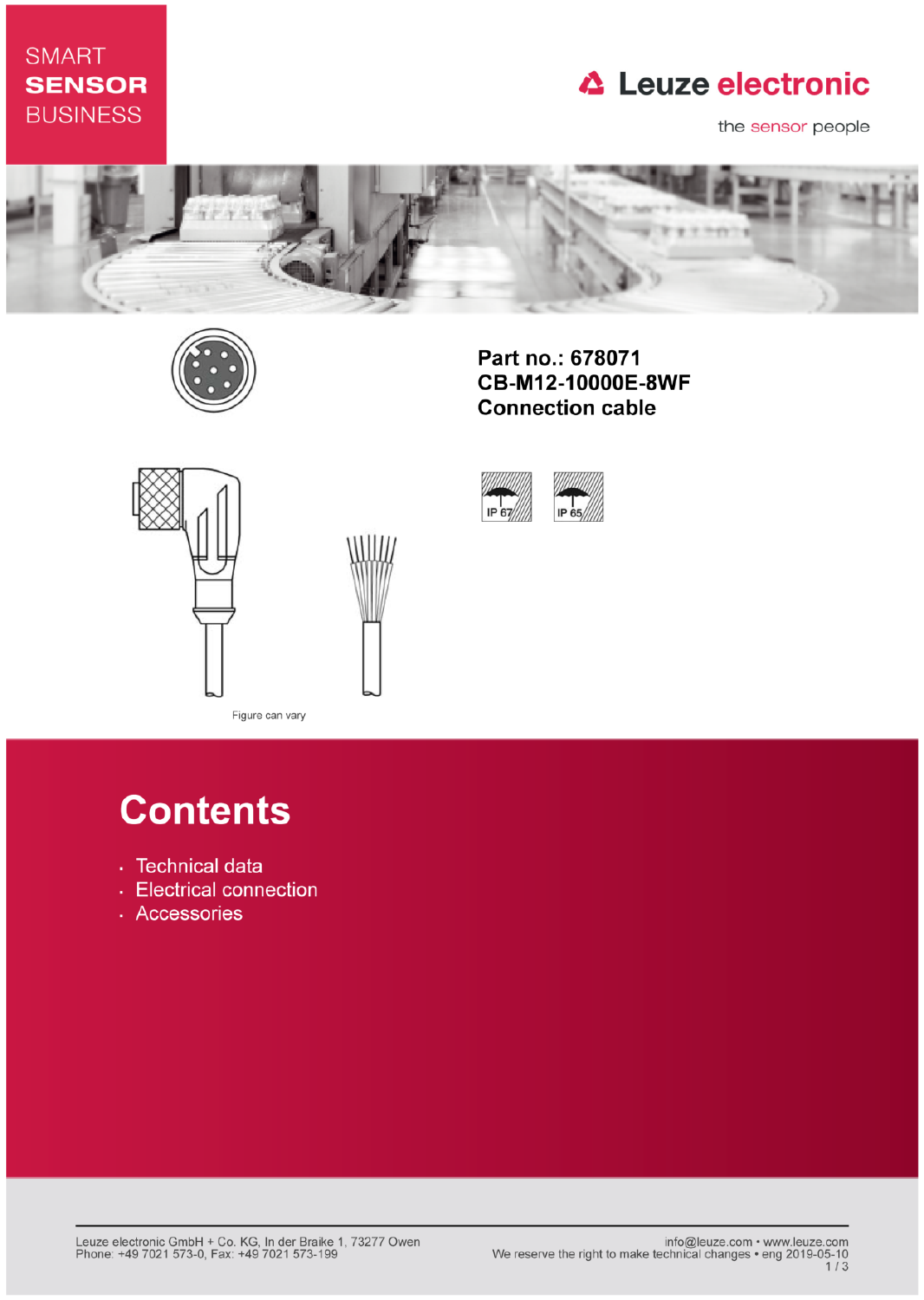SMART
**SENSOR**
BUSINESS

Leuze electronic

the sensor people

**Part no.: 678071**
**CB-M12-10000E-8WF**
**Connection cable**

IP 67

IP 65

Figure can vary

# Contents

- Technical data
- Electrical connection
- Accessories

Leuze electronic GmbH + Co. KG, In der Braike 1, 73277 Owen
Phone: +49 7021 573-0, Fax: +49 7021 573-199

info@leuze.com • www.leuze.com
We reserve the right to make technical changes • eng 2019-05-10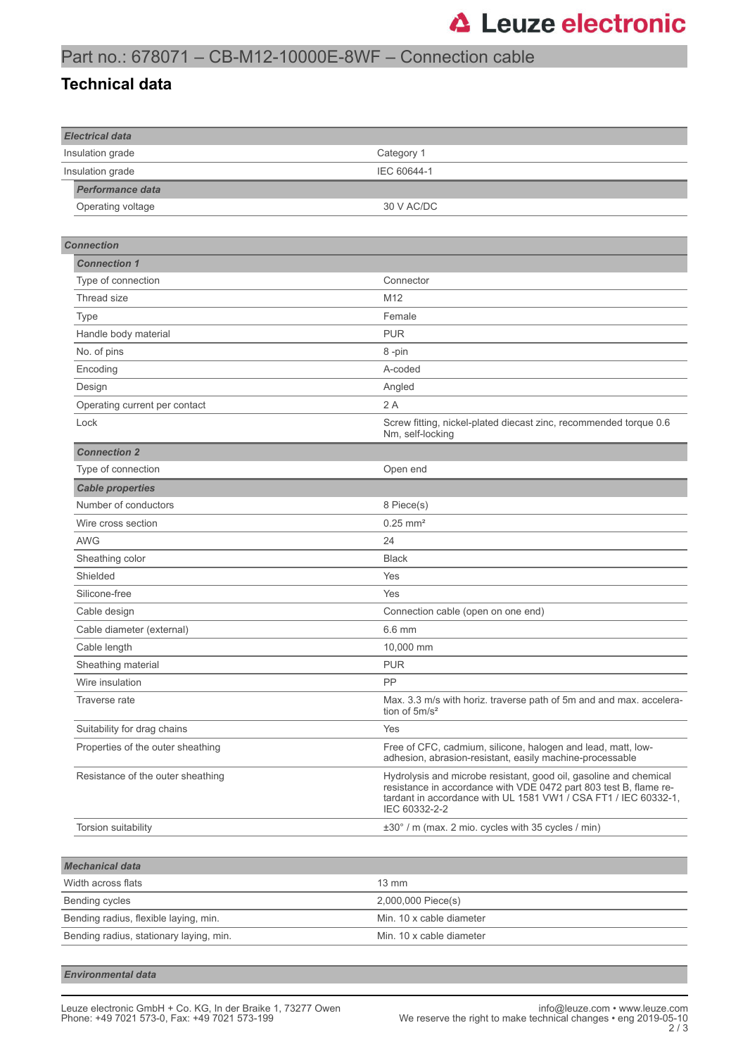# Part no.: 678071 – CB-M12-10000E-8WF – Connection cable

## Technical data

| | |
|---|---|
| ***Electrical data*** | |
| Insulation grade | Category 1 |
| Insulation grade | IEC 60644-1 |
| ***Performance data*** | |
| Operating voltage | 30 V AC/DC |

| | |
|---|---|
| ***Connection*** | |
| ***Connection 1*** | |
| Type of connection | Connector |
| Thread size | M12 |
| Type | Female |
| Handle body material | PUR |
| No. of pins | 8 -pin |
| Encoding | A-coded |
| Design | Angled |
| Operating current per contact | 2 A |
| Lock | Screw fitting, nickel-plated diecast zinc, recommended torque 0.6 Nm, self-locking |
| ***Connection 2*** | |
| Type of connection | Open end |
| ***Cable properties*** | |
| Number of conductors | 8 Piece(s) |
| Wire cross section | 0.25 mm² |
| AWG | 24 |
| Sheathing color | Black |
| Shielded | Yes |
| Silicone-free | Yes |
| Cable design | Connection cable (open on one end) |
| Cable diameter (external) | 6.6 mm |
| Cable length | 10,000 mm |
| Sheathing material | PUR |
| Wire insulation | PP |
| Traverse rate | Max. 3.3 m/s with horiz. traverse path of 5m and and max. acceleration of 5m/s² |
| Suitability for drag chains | Yes |
| Properties of the outer sheathing | Free of CFC, cadmium, silicone, halogen and lead, matt, low-adhesion, abrasion-resistant, easily machine-processable |
| Resistance of the outer sheathing | Hydrolysis and microbe resistant, good oil, gasoline and chemical resistance in accordance with VDE 0472 part 803 test B, flame retardant in accordance with UL 1581 VW1 / CSA FT1 / IEC 60332-1, IEC 60332-2-2 |
| Torsion suitability | ±30° / m (max. 2 mio. cycles with 35 cycles / min) |

| | |
|---|---|
| ***Mechanical data*** | |
| Width across flats | 13 mm |
| Bending cycles | 2,000,000 Piece(s) |
| Bending radius, flexible laying, min. | Min. 10 x cable diameter |
| Bending radius, stationary laying, min. | Min. 10 x cable diameter |

***Environmental data***

Leuze electronic GmbH + Co. KG, In der Braike 1, 73277 Owen
Phone: +49 7021 573-0, Fax: +49 7021 573-199

info@leuze.com • www.leuze.com
We reserve the right to make technical changes • eng 2019-05-10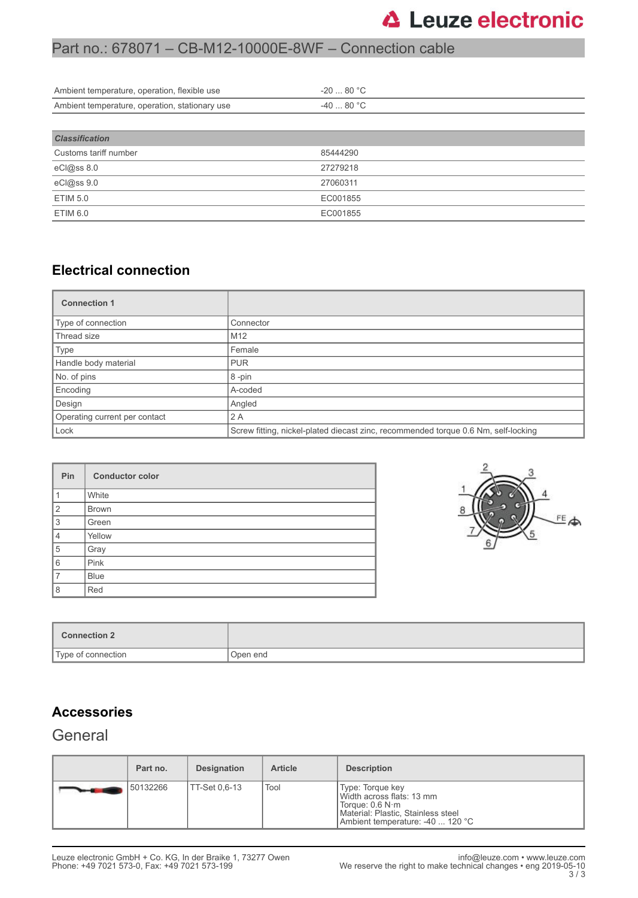| | |
|---|---|
| Ambient temperature, operation, flexible use | -20 ... 80 °C |
| Ambient temperature, operation, stationary use | -40 ... 80 °C |

| ***Classification*** | |
|---|---|
| Customs tariff number | 85444290 |
| eCl@ss 8.0 | 27279218 |
| eCl@ss 9.0 | 27060311 |
| ETIM 5.0 | EC001855 |
| ETIM 6.0 | EC001855 |

## Electrical connection

| **Connection 1** | |
|---|---|
| Type of connection | Connector |
| Thread size | M12 |
| Type | Female |
| Handle body material | PUR |
| No. of pins | 8 -pin |
| Encoding | A-coded |
| Design | Angled |
| Operating current per contact | 2 A |
| Lock | Screw fitting, nickel-plated diecast zinc, recommended torque 0.6 Nm, self-locking |

| Pin | Conductor color |
|---|---|
| 1 | White |
| 2 | Brown |
| 3 | Green |
| 4 | Yellow |
| 5 | Gray |
| 6 | Pink |
| 7 | Blue |
| 8 | Red |

2
3
1
4
8
FE
7
5
6

| **Connection 2** | |
|---|---|
| Type of connection | Open end |

## Accessories

### General

| | Part no. | Designation | Article | Description |
|---|---|---|---|---|
| | 50132266 | TT-Set 0,6-13 | Tool | Type: Torque key<br>Width across flats: 13 mm<br>Torque: 0.6 N·m<br>Material: Plastic, Stainless steel<br>Ambient temperature: -40 ... 120 °C |

Leuze electronic GmbH + Co. KG, In der Braike 1, 73277 Owen
Phone: +49 7021 573-0, Fax: +49 7021 573-199

info@leuze.com • www.leuze.com
We reserve the right to make technical changes • eng 2019-05-10